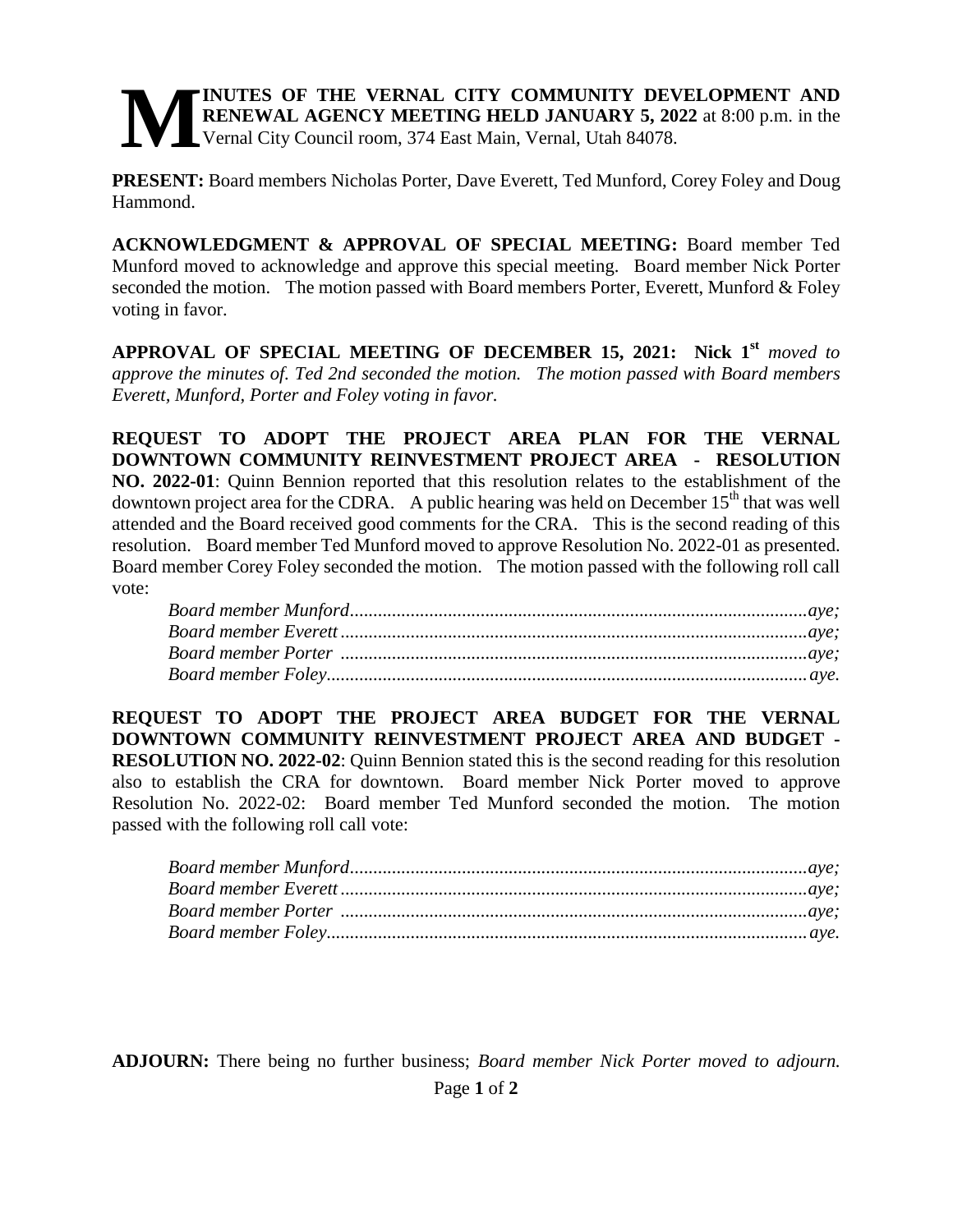**MINUTES OF THE VERNAL CITY COMMUNITY DEVELOPMENT AND RENEWAL AGENCY MEETING HELD JANUARY 5, 2022** at 8:00 p.m. in the Vernal City Council room, 374 East Main, Vernal, Utah 84078.

**PRESENT:** Board members Nicholas Porter, Dave Everett, Ted Munford, Corey Foley and Doug Hammond.

**ACKNOWLEDGMENT & APPROVAL OF SPECIAL MEETING:** Board member Ted Munford moved to acknowledge and approve this special meeting. Board member Nick Porter seconded the motion. The motion passed with Board members Porter, Everett, Munford & Foley voting in favor.

**APPROVAL OF SPECIAL MEETING OF DECEMBER 15, 2021: Nick 1st** *moved to approve the minutes of. Ted 2nd seconded the motion. The motion passed with Board members Everett, Munford, Porter and Foley voting in favor.*

**REQUEST TO ADOPT THE PROJECT AREA PLAN FOR THE VERNAL DOWNTOWN COMMUNITY REINVESTMENT PROJECT AREA - RESOLUTION NO. 2022-01**: Quinn Bennion reported that this resolution relates to the establishment of the downtown project area for the CDRA. A public hearing was held on December 15th that was well attended and the Board received good comments for the CRA. This is the second reading of this resolution. Board member Ted Munford moved to approve Resolution No. 2022-01 as presented. Board member Corey Foley seconded the motion. The motion passed with the following roll call vote:

*Board member Munford..................................................aye;*
*Board member Everett....................................................aye;*
*Board member Porter ....................................................aye;*
*Board member Foley.......................................................aye.*

**REQUEST TO ADOPT THE PROJECT AREA BUDGET FOR THE VERNAL DOWNTOWN COMMUNITY REINVESTMENT PROJECT AREA AND BUDGET - RESOLUTION NO. 2022-02**: Quinn Bennion stated this is the second reading for this resolution also to establish the CRA for downtown. Board member Nick Porter moved to approve Resolution No. 2022-02: Board member Ted Munford seconded the motion. The motion passed with the following roll call vote:

*Board member Munford..................................................aye;*
*Board member Everett....................................................aye;*
*Board member Porter ....................................................aye;*
*Board member Foley.......................................................aye.*

**ADJOURN:** There being no further business; *Board member Nick Porter moved to adjourn.*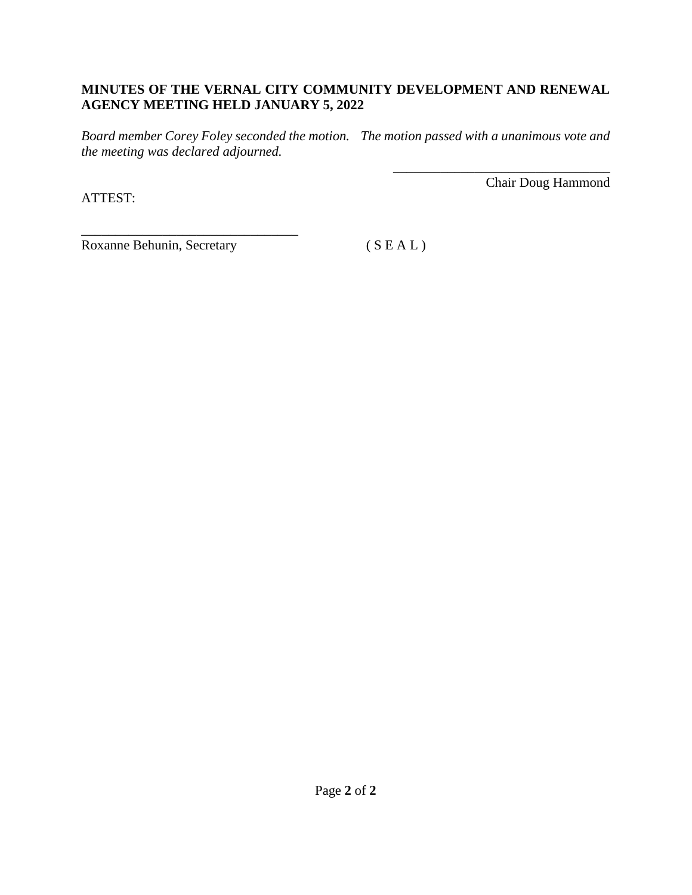**MINUTES OF THE VERNAL CITY COMMUNITY DEVELOPMENT AND RENEWAL AGENCY MEETING HELD JANUARY 5, 2022**

*Board member Corey Foley seconded the motion. The motion passed with a unanimous vote and the meeting was declared adjourned.*

\_\_\_\_\_\_\_\_\_\_\_\_\_\_\_\_\_\_\_\_\_\_\_\_\_\_\_\_\_\_\_\_\_\_\_
Chair Doug Hammond

ATTEST:

\_\_\_\_\_\_\_\_\_\_\_\_\_\_\_\_\_\_\_\_\_\_\_\_\_\_\_\_\_\_\_\_\_\_\_
Roxanne Behunin, Secretary ( S E A L )